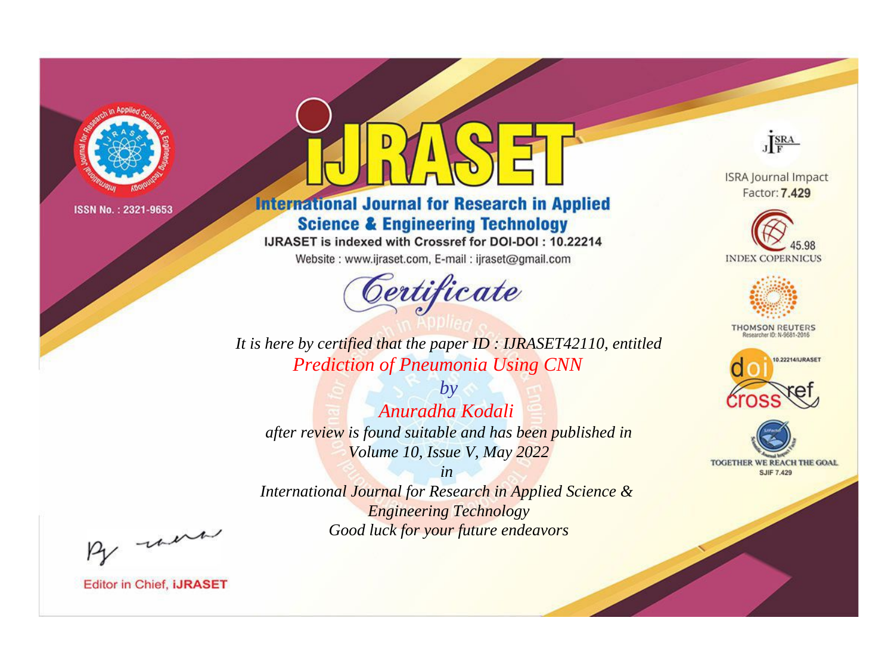ISSN No. : 2321-9653

# iJRASET

## International Journal for Research in Applied Science & Engineering Technology

IJRASET is indexed with Crossref for DOI-DOI : 10.22214

Website : www.ijraset.com, E-mail : ijraset@gmail.com

*Certificate*

*It is here by certified that the paper ID : IJRASET42110, entitled*

*Prediction of Pneumonia Using CNN*

*by*

*Anuradha Kodali*

*after review is found suitable and has been published in*

*Volume 10, Issue V, May 2022*

*in*

*International Journal for Research in Applied Science & Engineering Technology*

*Good luck for your future endeavors*

ISRA Journal Impact Factor: **7.429**

45.98 INDEX COPERNICUS

THOMSON REUTERS Researcher ID: N-9681-2016

10.22214/IJRASET

TOGETHER WE REACH THE GOAL SJIF 7.429

Editor in Chief, **iJRASET**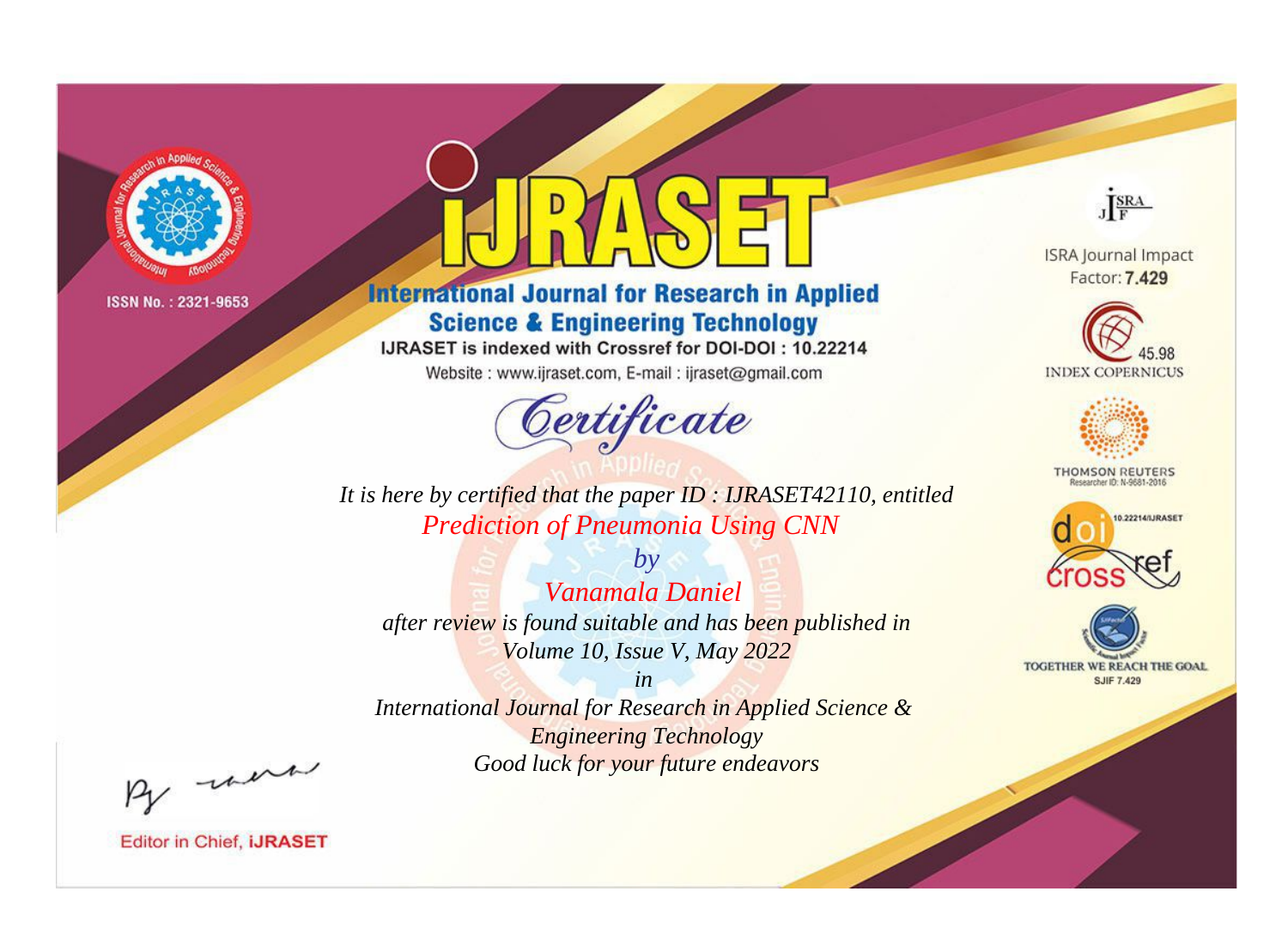ISSN No. : 2321-9653

# iJRASET

## International Journal for Research in Applied Science & Engineering Technology

IJRASET is indexed with Crossref for DOI-DOI : 10.22214

Website : www.ijraset.com, E-mail : ijraset@gmail.com

*Certificate*

*It is here by certified that the paper ID : IJRASET42110, entitled*

*Prediction of Pneumonia Using CNN*

*by*

*Vanamala Daniel*

*after review is found suitable and has been published in*

*Volume 10, Issue V, May 2022*

*in*

*International Journal for Research in Applied Science & Engineering Technology*

*Good luck for your future endeavors*

Editor in Chief, **iJRASET**

ISRA Journal Impact Factor: **7.429**

45.98 INDEX COPERNICUS

THOMSON REUTERS Researcher ID: N-9681-2016

10.22214/IJRASET

TOGETHER WE REACH THE GOAL SJIF 7.429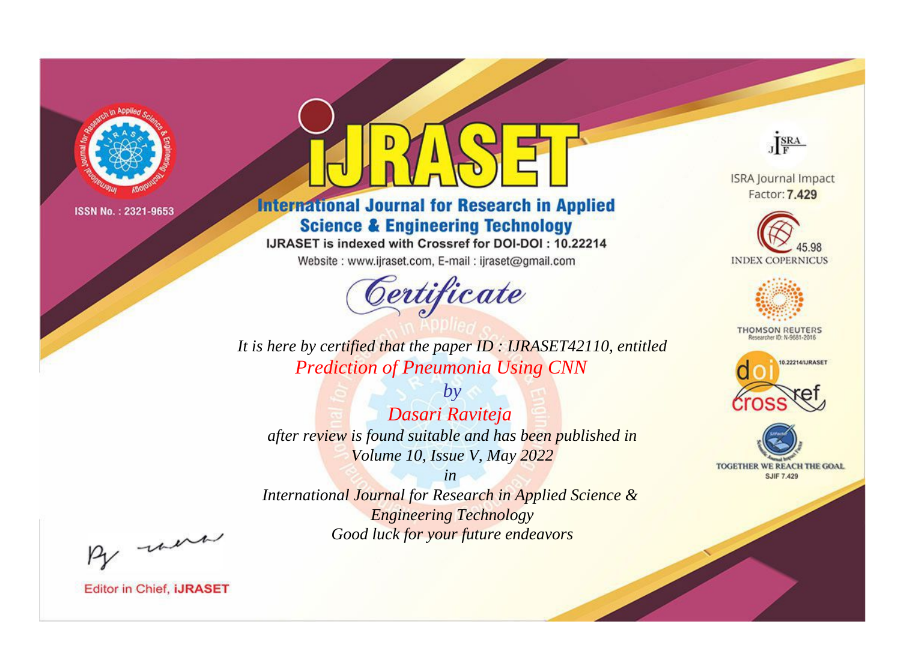ISSN No. : 2321-9653

# iJRASET

## International Journal for Research in Applied Science & Engineering Technology

IJRASET is indexed with Crossref for DOI-DOI : 10.22214

Website : www.ijraset.com, E-mail : ijraset@gmail.com

*Certificate*

*It is here by certified that the paper ID : IJRASET42110, entitled*

*Prediction of Pneumonia Using CNN*

*by*

*Dasari Raviteja*

*after review is found suitable and has been published in*

*Volume 10, Issue V, May 2022*

*in*

*International Journal for Research in Applied Science & Engineering Technology*

*Good luck for your future endeavors*

ISRA Journal Impact Factor: **7.429**

45.98 INDEX COPERNICUS

THOMSON REUTERS Researcher ID: N-9681-2016

10.22214/IJRASET

TOGETHER WE REACH THE GOAL SJIF 7.429

Editor in Chief, **iJRASET**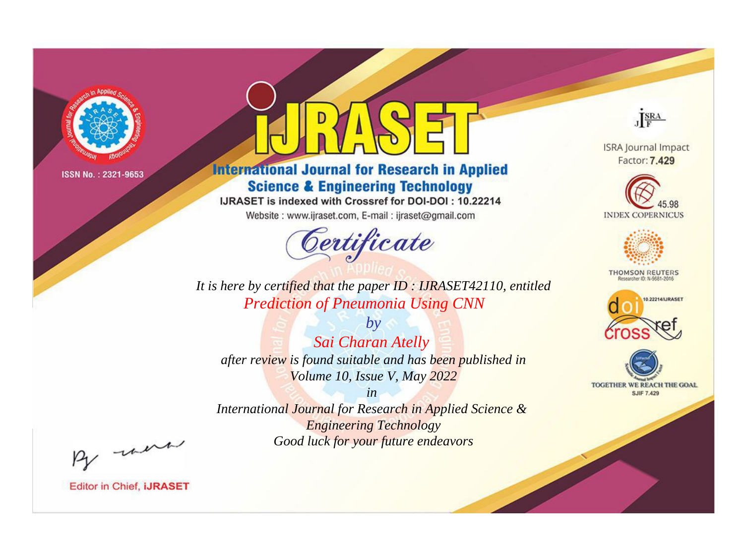ISSN No. : 2321-9653

# iJRASET

## International Journal for Research in Applied Science & Engineering Technology

IJRASET is indexed with Crossref for DOI-DOI : 10.22214

Website : www.ijraset.com, E-mail : ijraset@gmail.com

ISRA Journal Impact Factor: **7.429**

45.98 INDEX COPERNICUS

THOMSON REUTERS Researcher ID: N-9681-2016

10.22214/IJRASET

TOGETHER WE REACH THE GOAL SJIF 7.429

*Certificate*

*It is here by certified that the paper ID : IJRASET42110, entitled*

*Prediction of Pneumonia Using CNN*

*by*

*Sai Charan Atelly*

*after review is found suitable and has been published in*

*Volume 10, Issue V, May 2022*

*in*

*International Journal for Research in Applied Science & Engineering Technology*

*Good luck for your future endeavors*

Editor in Chief, **iJRASET**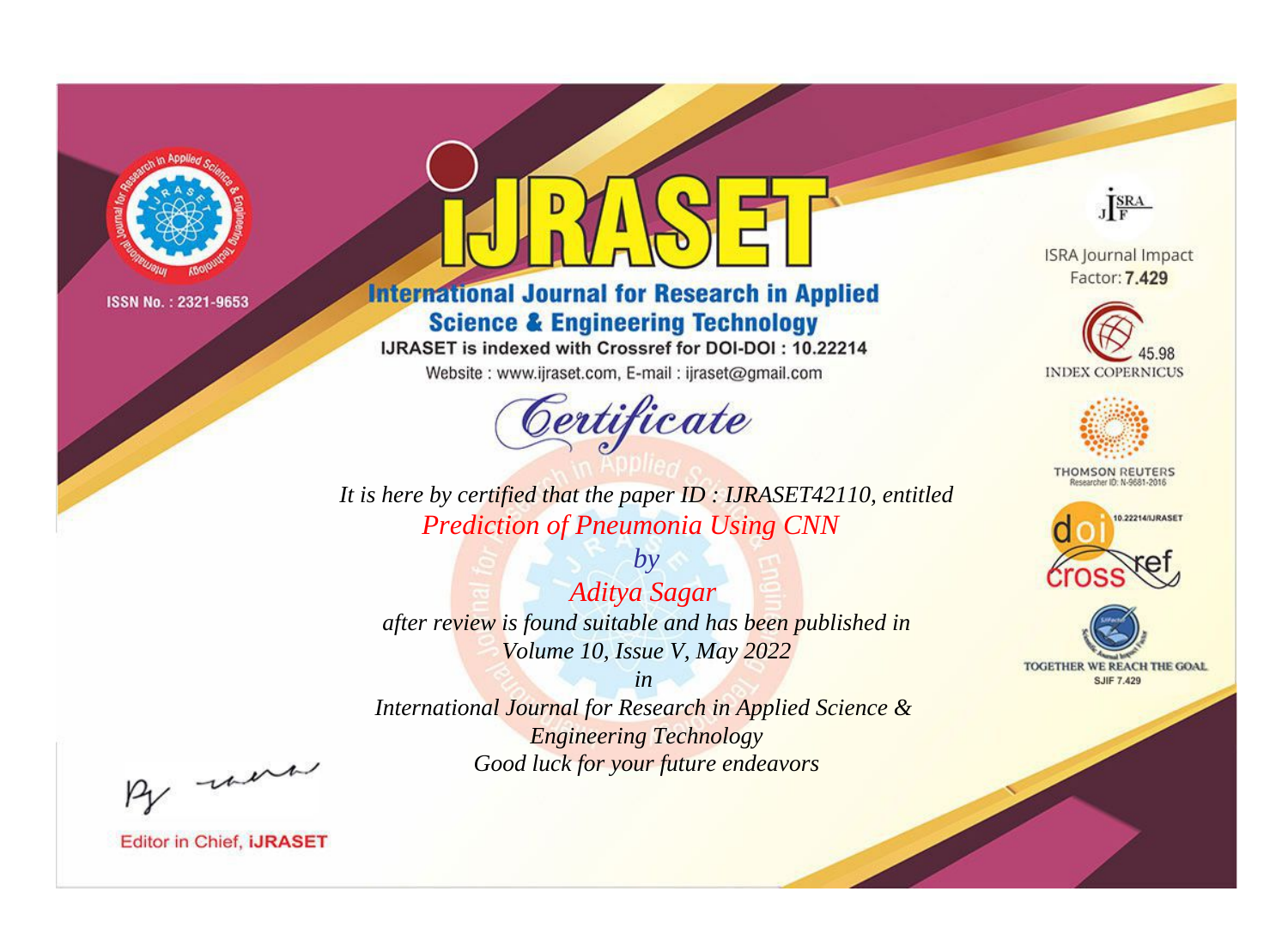ISSN No. : 2321-9653

# IJRASET

## International Journal for Research in Applied Science & Engineering Technology

IJRASET is indexed with Crossref for DOI-DOI : 10.22214

Website : www.ijraset.com, E-mail : ijraset@gmail.com

*Certificate*

*It is here by certified that the paper ID : IJRASET42110, entitled*

*Prediction of Pneumonia Using CNN*

*by*

*Aditya Sagar*

*after review is found suitable and has been published in*

*Volume 10, Issue V, May 2022*

*in*

*International Journal for Research in Applied Science & Engineering Technology*

*Good luck for your future endeavors*

ISRA Journal Impact Factor: **7.429**

45.98 INDEX COPERNICUS

THOMSON REUTERS
Researcher ID: N-9681-2016

10.22214/IJRASET

TOGETHER WE REACH THE GOAL
SJIF 7.429

Editor in Chief, **iJRASET**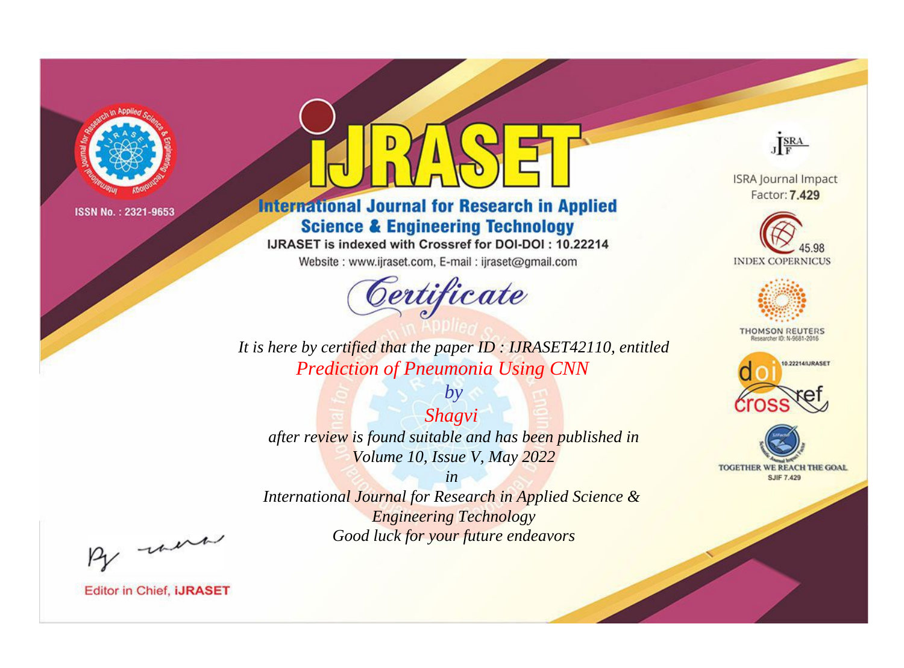ISSN No. : 2321-9653

# iJRASET

## International Journal for Research in Applied Science & Engineering Technology

IJRASET is indexed with Crossref for DOI-DOI : 10.22214

Website : www.ijraset.com, E-mail : ijraset@gmail.com

*Certificate*

*It is here by certified that the paper ID : IJRASET42110, entitled*

*Prediction of Pneumonia Using CNN*

*by*

*Shagvi*

*after review is found suitable and has been published in*

*Volume 10, Issue V, May 2022*

*in*

*International Journal for Research in Applied Science & Engineering Technology*

*Good luck for your future endeavors*

ISRA Journal Impact Factor: **7.429**

45.98 INDEX COPERNICUS

THOMSON REUTERS Researcher ID: N-9681-2016

10.22214/IJRASET

TOGETHER WE REACH THE GOAL SJIF 7.429

Editor in Chief, **iJRASET**